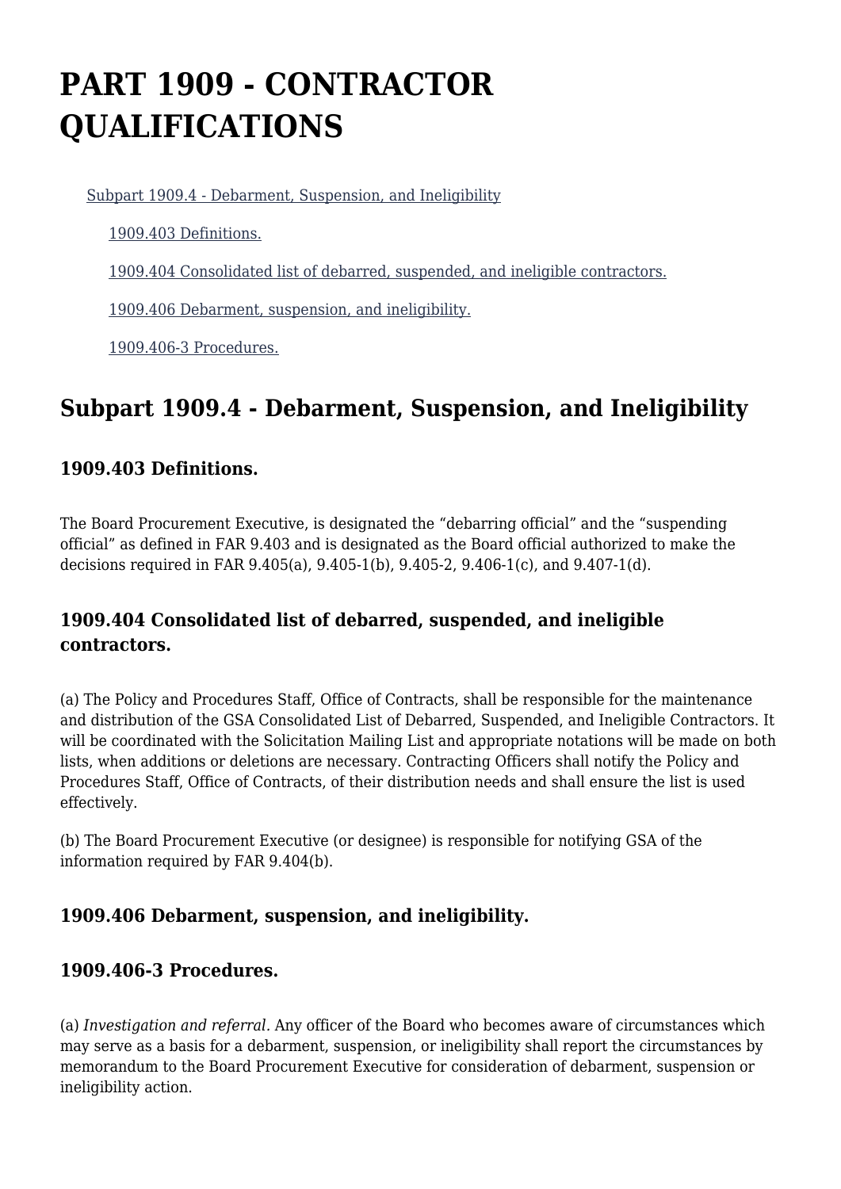# PART 1909 - CONTRACTOR QUALIFICATIONS

Subpart 1909.4 - Debarment, Suspension, and Ineligibility

1909.403 Definitions.

1909.404 Consolidated list of debarred, suspended, and ineligible contractors.

1909.406 Debarment, suspension, and ineligibility.

1909.406-3 Procedures.

## Subpart 1909.4 - Debarment, Suspension, and Ineligibility

### 1909.403 Definitions.

The Board Procurement Executive, is designated the "debarring official" and the "suspending official" as defined in FAR 9.403 and is designated as the Board official authorized to make the decisions required in FAR 9.405(a), 9.405-1(b), 9.405-2, 9.406-1(c), and 9.407-1(d).

### 1909.404 Consolidated list of debarred, suspended, and ineligible contractors.

(a) The Policy and Procedures Staff, Office of Contracts, shall be responsible for the maintenance and distribution of the GSA Consolidated List of Debarred, Suspended, and Ineligible Contractors. It will be coordinated with the Solicitation Mailing List and appropriate notations will be made on both lists, when additions or deletions are necessary. Contracting Officers shall notify the Policy and Procedures Staff, Office of Contracts, of their distribution needs and shall ensure the list is used effectively.

(b) The Board Procurement Executive (or designee) is responsible for notifying GSA of the information required by FAR 9.404(b).

### 1909.406 Debarment, suspension, and ineligibility.

### 1909.406-3 Procedures.

(a) *Investigation and referral.* Any officer of the Board who becomes aware of circumstances which may serve as a basis for a debarment, suspension, or ineligibility shall report the circumstances by memorandum to the Board Procurement Executive for consideration of debarment, suspension or ineligibility action.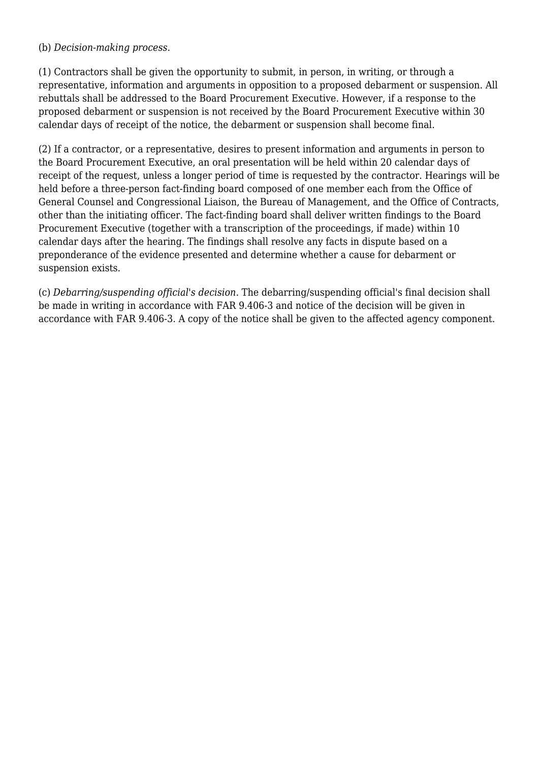(b) *Decision-making process.*

(1) Contractors shall be given the opportunity to submit, in person, in writing, or through a representative, information and arguments in opposition to a proposed debarment or suspension. All rebuttals shall be addressed to the Board Procurement Executive. However, if a response to the proposed debarment or suspension is not received by the Board Procurement Executive within 30 calendar days of receipt of the notice, the debarment or suspension shall become final.

(2) If a contractor, or a representative, desires to present information and arguments in person to the Board Procurement Executive, an oral presentation will be held within 20 calendar days of receipt of the request, unless a longer period of time is requested by the contractor. Hearings will be held before a three-person fact-finding board composed of one member each from the Office of General Counsel and Congressional Liaison, the Bureau of Management, and the Office of Contracts, other than the initiating officer. The fact-finding board shall deliver written findings to the Board Procurement Executive (together with a transcription of the proceedings, if made) within 10 calendar days after the hearing. The findings shall resolve any facts in dispute based on a preponderance of the evidence presented and determine whether a cause for debarment or suspension exists.

(c) *Debarring/suspending official's decision.* The debarring/suspending official's final decision shall be made in writing in accordance with FAR 9.406-3 and notice of the decision will be given in accordance with FAR 9.406-3. A copy of the notice shall be given to the affected agency component.